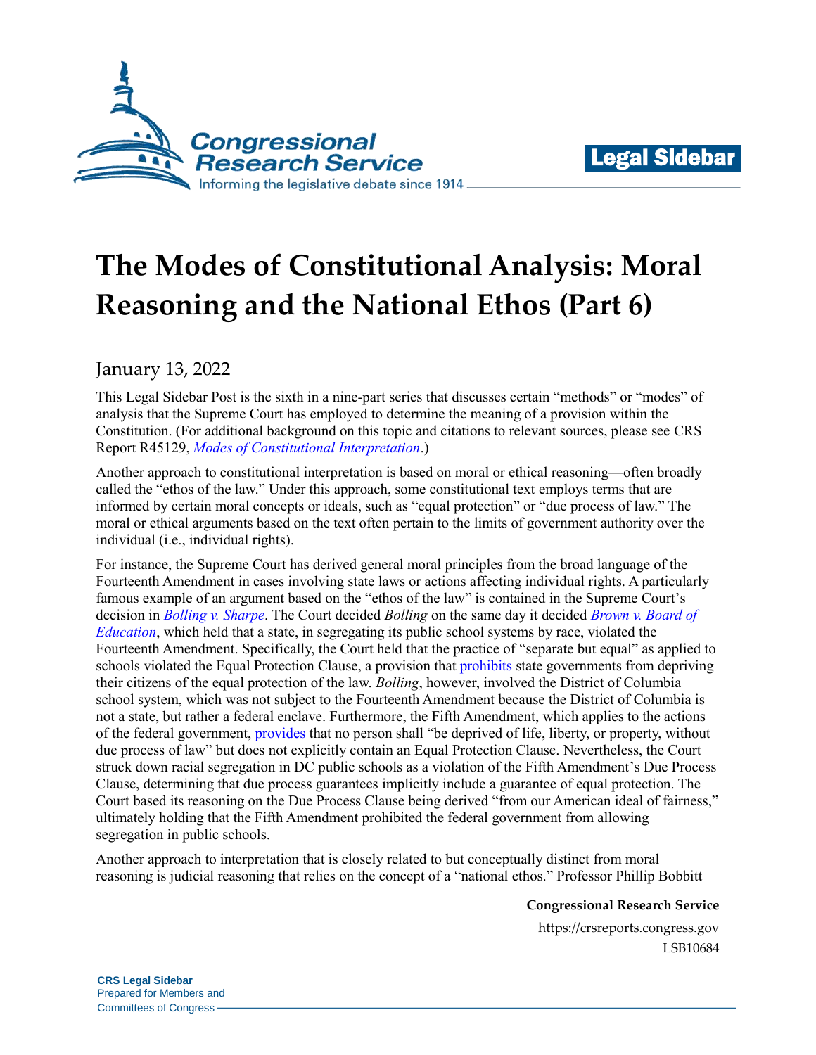Legal Sidebar

# The Modes of Constitutional Analysis: Moral Reasoning and the National Ethos (Part 6)

January 13, 2022

This Legal Sidebar Post is the sixth in a nine-part series that discusses certain "methods" or "modes" of analysis that the Supreme Court has employed to determine the meaning of a provision within the Constitution. (For additional background on this topic and citations to relevant sources, please see CRS Report R45129, *Modes of Constitutional Interpretation*.)

Another approach to constitutional interpretation is based on moral or ethical reasoning—often broadly called the "ethos of the law." Under this approach, some constitutional text employs terms that are informed by certain moral concepts or ideals, such as "equal protection" or "due process of law." The moral or ethical arguments based on the text often pertain to the limits of government authority over the individual (i.e., individual rights).

For instance, the Supreme Court has derived general moral principles from the broad language of the Fourteenth Amendment in cases involving state laws or actions affecting individual rights. A particularly famous example of an argument based on the "ethos of the law" is contained in the Supreme Court's decision in *Bolling v. Sharpe*. The Court decided *Bolling* on the same day it decided *Brown v. Board of Education*, which held that a state, in segregating its public school systems by race, violated the Fourteenth Amendment. Specifically, the Court held that the practice of "separate but equal" as applied to schools violated the Equal Protection Clause, a provision that prohibits state governments from depriving their citizens of the equal protection of the law. *Bolling*, however, involved the District of Columbia school system, which was not subject to the Fourteenth Amendment because the District of Columbia is not a state, but rather a federal enclave. Furthermore, the Fifth Amendment, which applies to the actions of the federal government, provides that no person shall "be deprived of life, liberty, or property, without due process of law" but does not explicitly contain an Equal Protection Clause. Nevertheless, the Court struck down racial segregation in DC public schools as a violation of the Fifth Amendment's Due Process Clause, determining that due process guarantees implicitly include a guarantee of equal protection. The Court based its reasoning on the Due Process Clause being derived "from our American ideal of fairness," ultimately holding that the Fifth Amendment prohibited the federal government from allowing segregation in public schools.

Another approach to interpretation that is closely related to but conceptually distinct from moral reasoning is judicial reasoning that relies on the concept of a "national ethos." Professor Phillip Bobbitt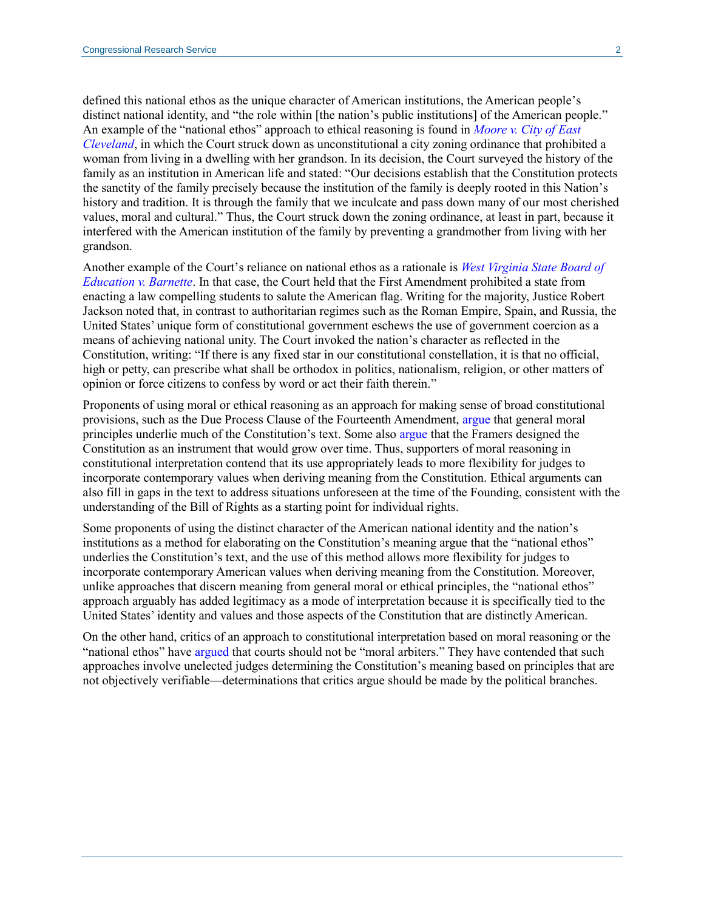defined this national ethos as the unique character of American institutions, the American people's distinct national identity, and "the role within [the nation's public institutions] of the American people." An example of the "national ethos" approach to ethical reasoning is found in *Moore v. City of East Cleveland*, in which the Court struck down as unconstitutional a city zoning ordinance that prohibited a woman from living in a dwelling with her grandson. In its decision, the Court surveyed the history of the family as an institution in American life and stated: "Our decisions establish that the Constitution protects the sanctity of the family precisely because the institution of the family is deeply rooted in this Nation's history and tradition. It is through the family that we inculcate and pass down many of our most cherished values, moral and cultural." Thus, the Court struck down the zoning ordinance, at least in part, because it interfered with the American institution of the family by preventing a grandmother from living with her grandson.

Another example of the Court's reliance on national ethos as a rationale is *West Virginia State Board of Education v. Barnette*. In that case, the Court held that the First Amendment prohibited a state from enacting a law compelling students to salute the American flag. Writing for the majority, Justice Robert Jackson noted that, in contrast to authoritarian regimes such as the Roman Empire, Spain, and Russia, the United States' unique form of constitutional government eschews the use of government coercion as a means of achieving national unity. The Court invoked the nation's character as reflected in the Constitution, writing: "If there is any fixed star in our constitutional constellation, it is that no official, high or petty, can prescribe what shall be orthodox in politics, nationalism, religion, or other matters of opinion or force citizens to confess by word or act their faith therein."

Proponents of using moral or ethical reasoning as an approach for making sense of broad constitutional provisions, such as the Due Process Clause of the Fourteenth Amendment, argue that general moral principles underlie much of the Constitution's text. Some also argue that the Framers designed the Constitution as an instrument that would grow over time. Thus, supporters of moral reasoning in constitutional interpretation contend that its use appropriately leads to more flexibility for judges to incorporate contemporary values when deriving meaning from the Constitution. Ethical arguments can also fill in gaps in the text to address situations unforeseen at the time of the Founding, consistent with the understanding of the Bill of Rights as a starting point for individual rights.

Some proponents of using the distinct character of the American national identity and the nation's institutions as a method for elaborating on the Constitution's meaning argue that the "national ethos" underlies the Constitution's text, and the use of this method allows more flexibility for judges to incorporate contemporary American values when deriving meaning from the Constitution. Moreover, unlike approaches that discern meaning from general moral or ethical principles, the "national ethos" approach arguably has added legitimacy as a mode of interpretation because it is specifically tied to the United States' identity and values and those aspects of the Constitution that are distinctly American.

On the other hand, critics of an approach to constitutional interpretation based on moral reasoning or the "national ethos" have argued that courts should not be "moral arbiters." They have contended that such approaches involve unelected judges determining the Constitution's meaning based on principles that are not objectively verifiable—determinations that critics argue should be made by the political branches.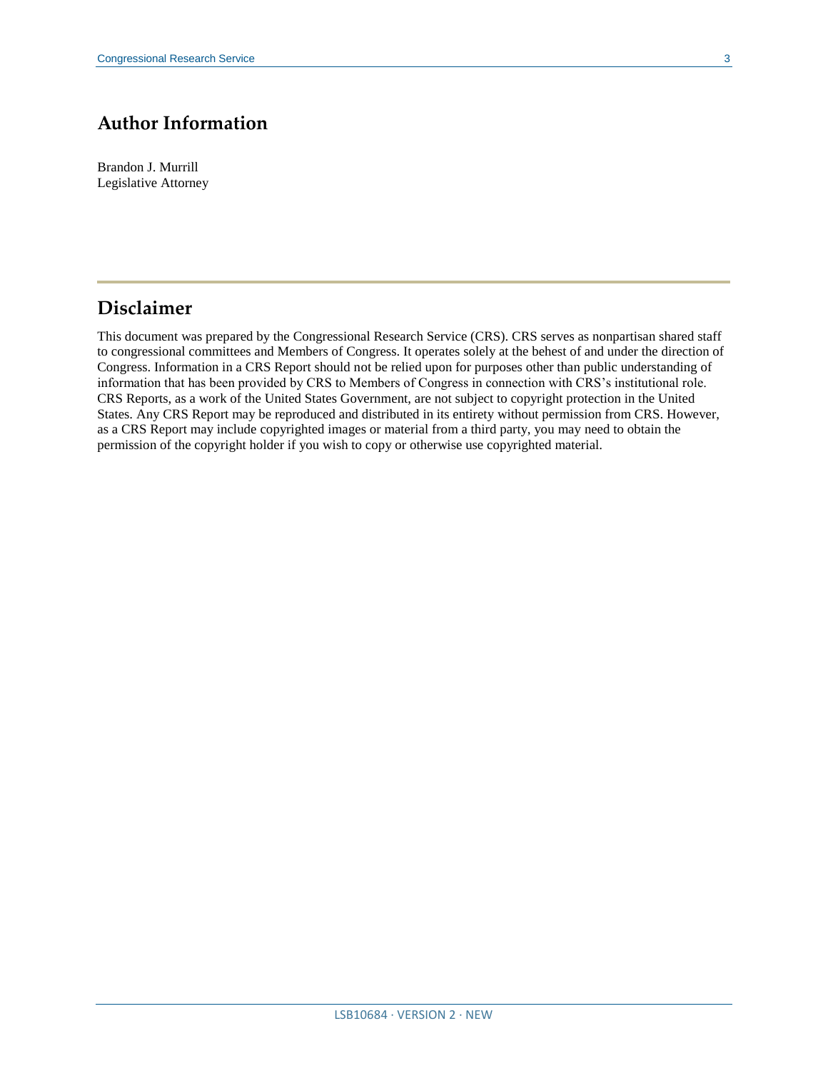## Author Information

Brandon J. Murrill
Legislative Attorney

## Disclaimer

This document was prepared by the Congressional Research Service (CRS). CRS serves as nonpartisan shared staff to congressional committees and Members of Congress. It operates solely at the behest of and under the direction of Congress. Information in a CRS Report should not be relied upon for purposes other than public understanding of information that has been provided by CRS to Members of Congress in connection with CRS's institutional role. CRS Reports, as a work of the United States Government, are not subject to copyright protection in the United States. Any CRS Report may be reproduced and distributed in its entirety without permission from CRS. However, as a CRS Report may include copyrighted images or material from a third party, you may need to obtain the permission of the copyright holder if you wish to copy or otherwise use copyrighted material.